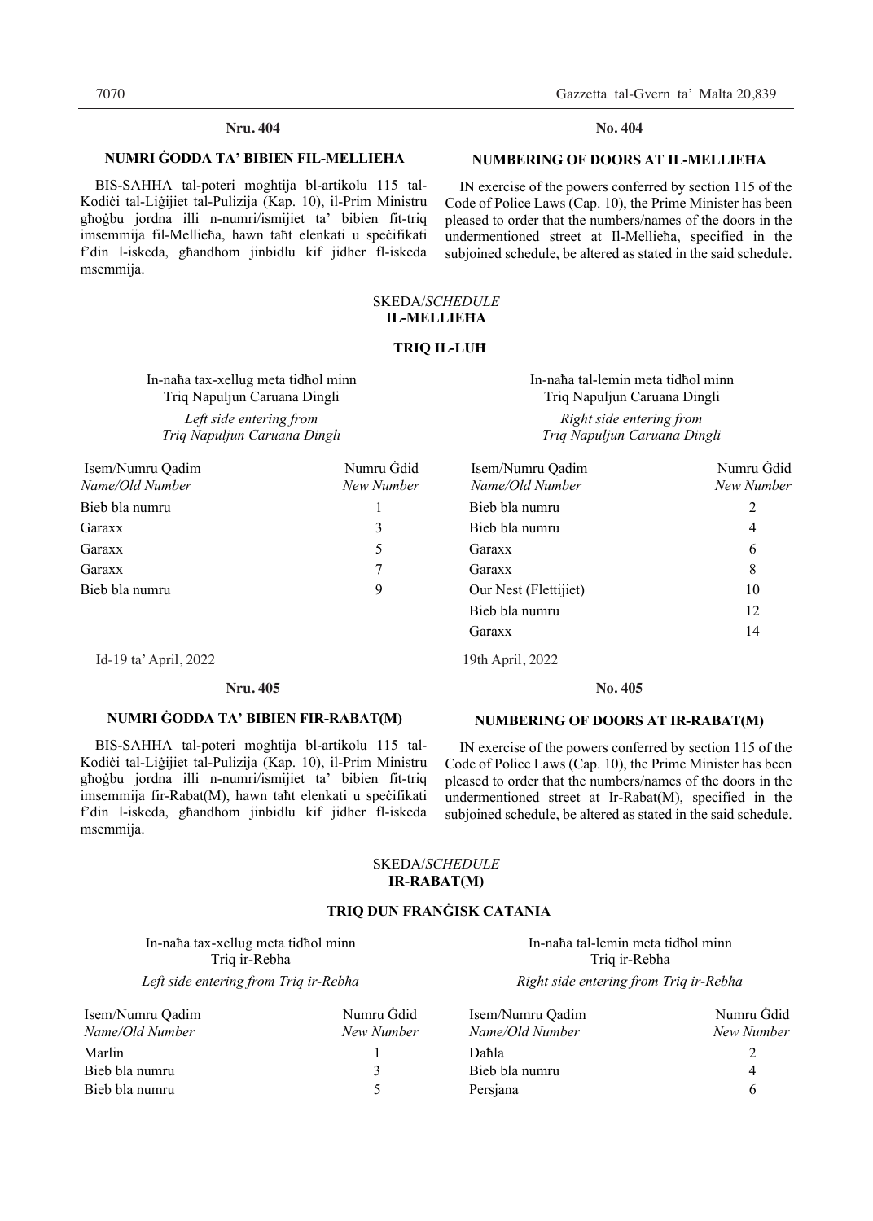**Nru. 404**

**NUMRI ĠODDA TA' BIBIEN FIL-MELLIEĦA**

BIS-SAĦĦA tal-poteri mogħtija bl-artikolu 115 tal-Kodiċi tal-Liġijiet tal-Pulizija (Kap. 10), il-Prim Ministru għoġbu jordna illi n-numri/ismijiet ta' bibien fit-triq imsemmija fil-Mellieħa, hawn taħt elenkati u speċifikati f'din l-iskeda, għandhom jinbidlu kif jidher fl-iskeda msemmija.

**No. 404**

**NUMBERING OF DOORS AT IL-MELLIEĦA**

IN exercise of the powers conferred by section 115 of the Code of Police Laws (Cap. 10), the Prime Minister has been pleased to order that the numbers/names of the doors in the undermentioned street at Il-Mellieħa, specified in the subjoined schedule, be altered as stated in the said schedule.

SKEDA/*SCHEDULE*
**IL-MELLIEĦA**

**TRIQ IL-LUĦ**

In-naħa tax-xellug meta tidħol minn Triq Napuljun Caruana Dingli
*Left side entering from Triq Napuljun Caruana Dingli*

| Isem/Numru Qadim *Name/Old Number* | Numru Ġdid *New Number* |
|---|---|
| Bieb bla numru | 1 |
| Garaxx | 3 |
| Garaxx | 5 |
| Garaxx | 7 |
| Bieb bla numru | 9 |

In-naħa tal-lemin meta tidħol minn Triq Napuljun Caruana Dingli
*Right side entering from Triq Napuljun Caruana Dingli*

| Isem/Numru Qadim *Name/Old Number* | Numru Ġdid *New Number* |
|---|---|
| Bieb bla numru | 2 |
| Bieb bla numru | 4 |
| Garaxx | 6 |
| Garaxx | 8 |
| Our Nest (Flettijiet) | 10 |
| Bieb bla numru | 12 |
| Garaxx | 14 |

Id-19 ta' April, 2022

19th April, 2022

**Nru. 405**

**NUMRI ĠODDA TA' BIBIEN FIR-RABAT(M)**

BIS-SAĦĦA tal-poteri mogħtija bl-artikolu 115 tal-Kodiċi tal-Liġijiet tal-Pulizija (Kap. 10), il-Prim Ministru għoġbu jordna illi n-numri/ismijiet ta' bibien fit-triq imsemmija fir-Rabat(M), hawn taħt elenkati u speċifikati f'din l-iskeda, għandhom jinbidlu kif jidher fl-iskeda msemmija.

**No. 405**

**NUMBERING OF DOORS AT IR-RABAT(M)**

IN exercise of the powers conferred by section 115 of the Code of Police Laws (Cap. 10), the Prime Minister has been pleased to order that the numbers/names of the doors in the undermentioned street at Ir-Rabat(M), specified in the subjoined schedule, be altered as stated in the said schedule.

SKEDA/*SCHEDULE*
**IR-RABAT(M)**

**TRIQ DUN FRANĠISK CATANIA**

In-naħa tax-xellug meta tidħol minn Triq ir-Rebħa
*Left side entering from Triq ir-Rebħa*

| Isem/Numru Qadim *Name/Old Number* | Numru Ġdid *New Number* |
|---|---|
| Marlin | 1 |
| Bieb bla numru | 3 |
| Bieb bla numru | 5 |

In-naħa tal-lemin meta tidħol minn Triq ir-Rebħa
*Right side entering from Triq ir-Rebħa*

| Isem/Numru Qadim *Name/Old Number* | Numru Ġdid *New Number* |
|---|---|
| Daħla | 2 |
| Bieb bla numru | 4 |
| Persjana | 6 |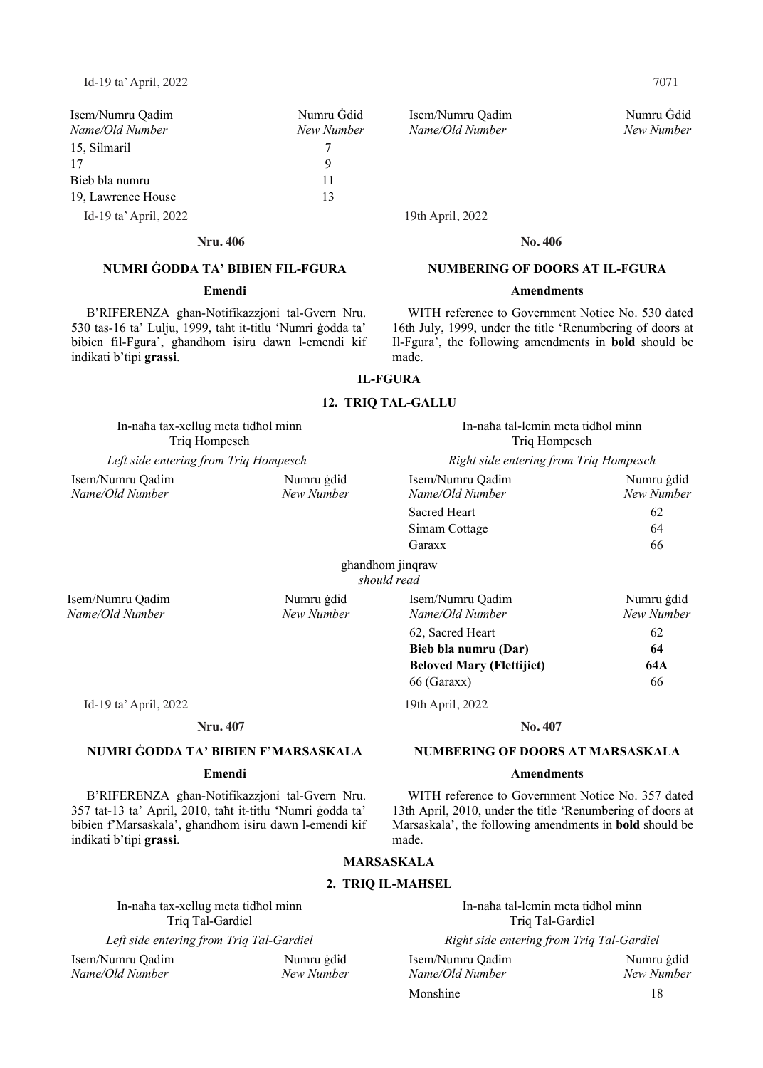| Isem/Numru Qadim *Name/Old Number* | Numru Ġdid *New Number* |
|---|---|
| 15, Silmaril | 7 |
| 17 | 9 |
| Bieb bla numru | 11 |
| 19, Lawrence House | 13 |

Id-19 ta' April, 2022

19th April, 2022

**Nru. 406**

## NUMRI ĠODDA TA' BIBIEN FIL-FGURA

**Emendi**

B'RIFERENZA għan-Notifikazzjoni tal-Gvern Nru. 530 tas-16 ta' Lulju, 1999, taħt it-titlu 'Numri ġodda ta' bibien fil-Fgura', għandhom isiru dawn l-emendi kif indikati b'tipi **grassi**.

**No. 406**

## NUMBERING OF DOORS AT IL-FGURA

**Amendments**

WITH reference to Government Notice No. 530 dated 16th July, 1999, under the title 'Renumbering of doors at Il-Fgura', the following amendments in **bold** should be made.

### IL-FGURA

### 12. TRIQ TAL-GALLU

| In-naħa tax-xellug meta tidħol minn Triq Hompesch *Left side entering from Triq Hompesch* | | In-naħa tal-lemin meta tidħol minn Triq Hompesch *Right side entering from Triq Hompesch* | |
|---|---|---|---|
| Isem/Numru Qadim *Name/Old Number* | Numru ġdid *New Number* | Isem/Numru Qadim *Name/Old Number* | Numru ġdid *New Number* |
| | | Sacred Heart | 62 |
| | | Simam Cottage | 64 |
| | | Garaxx | 66 |

għandhom jinqraw
*should read*

| Isem/Numru Qadim *Name/Old Number* | Numru ġdid *New Number* | Isem/Numru Qadim *Name/Old Number* | Numru ġdid *New Number* |
|---|---|---|---|
| | | 62, Sacred Heart | 62 |
| | | **Bieb bla numru (Dar)** | **64** |
| | | **Beloved Mary (Flettijiet)** | **64A** |
| | | 66 (Garaxx) | 66 |

Id-19 ta' April, 2022

19th April, 2022

**Nru. 407**

## NUMRI ĠODDA TA' BIBIEN F'MARSASKALA

**Emendi**

B'RIFERENZA għan-Notifikazzjoni tal-Gvern Nru. 357 tat-13 ta' April, 2010, taħt it-titlu 'Numri ġodda ta' bibien f'Marsaskala', għandhom isiru dawn l-emendi kif indikati b'tipi **grassi**.

**No. 407**

## NUMBERING OF DOORS AT MARSASKALA

**Amendments**

WITH reference to Government Notice No. 357 dated 13th April, 2010, under the title 'Renumbering of doors at Marsaskala', the following amendments in **bold** should be made.

### MARSASKALA

### 2. TRIQ IL-MAĦSEL

| In-naħa tax-xellug meta tidħol minn Triq Tal-Gardiel *Left side entering from Triq Tal-Gardiel* | | In-naħa tal-lemin meta tidħol minn Triq Tal-Gardiel *Right side entering from Triq Tal-Gardiel* | |
|---|---|---|---|
| Isem/Numru Qadim *Name/Old Number* | Numru ġdid *New Number* | Isem/Numru Qadim *Name/Old Number* | Numru ġdid *New Number* |
| | | Monshine | 18 |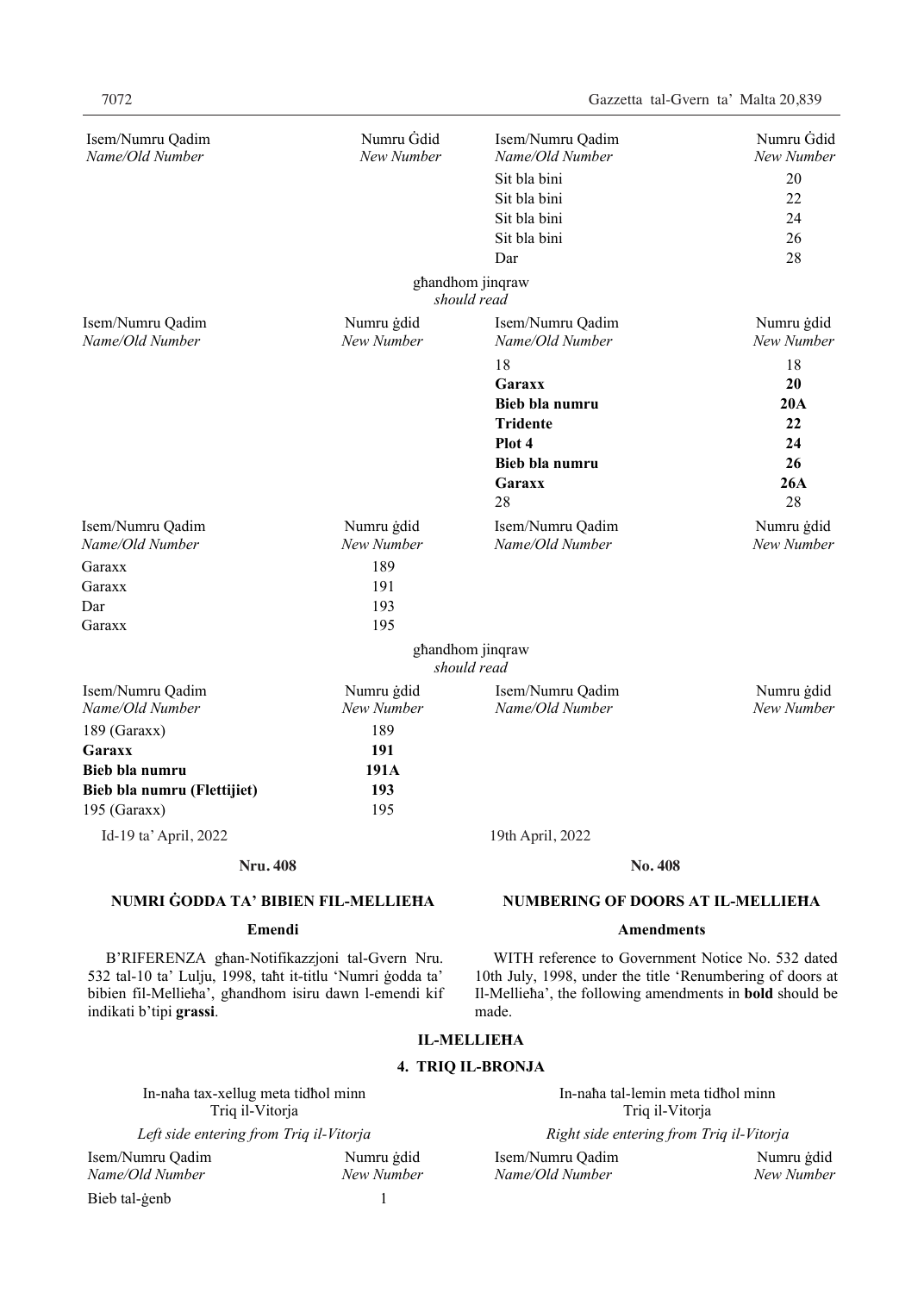| Isem/Numru Qadim *Name/Old Number* | Numru Ġdid *New Number* | Isem/Numru Qadim *Name/Old Number* | Numru Ġdid *New Number* |
|---|---|---|---|
| | | Sit bla bini | 20 |
| | | Sit bla bini | 22 |
| | | Sit bla bini | 24 |
| | | Sit bla bini | 26 |
| | | Dar | 28 |

għandhom jinqraw
*should read*

| Isem/Numru Qadim *Name/Old Number* | Numru ġdid *New Number* | Isem/Numru Qadim *Name/Old Number* | Numru ġdid *New Number* |
|---|---|---|---|
| | | 18 | 18 |
| | | **Garaxx** | **20** |
| | | **Bieb bla numru** | **20A** |
| | | **Tridente** | **22** |
| | | **Plot 4** | **24** |
| | | **Bieb bla numru** | **26** |
| | | **Garaxx** | **26A** |
| | | 28 | 28 |

| Isem/Numru Qadim *Name/Old Number* | Numru ġdid *New Number* | Isem/Numru Qadim *Name/Old Number* | Numru ġdid *New Number* |
|---|---|---|---|
| Garaxx | 189 | | |
| Garaxx | 191 | | |
| Dar | 193 | | |
| Garaxx | 195 | | |

għandhom jinqraw
*should read*

| Isem/Numru Qadim *Name/Old Number* | Numru ġdid *New Number* | Isem/Numru Qadim *Name/Old Number* | Numru ġdid *New Number* |
|---|---|---|---|
| 189 (Garaxx) | 189 | | |
| **Garaxx** | **191** | | |
| **Bieb bla numru** | **191A** | | |
| **Bieb bla numru (Flettijiet)** | **193** | | |
| 195 (Garaxx) | 195 | | |

Id-19 ta' April, 2022

19th April, 2022

**Nru. 408**

### NUMRI ĠODDA TA' BIBIEN FIL-MELLIEĦA

#### Emendi

B'RIFERENZA għan-Notifikazzjoni tal-Gvern Nru. 532 tal-10 ta' Lulju, 1998, taħt it-titlu 'Numri ġodda ta' bibien fil-Mellieħa', għandhom isiru dawn l-emendi kif indikati b'tipi **grassi**.

**No. 408**

### NUMBERING OF DOORS AT IL-MELLIEĦA

#### Amendments

WITH reference to Government Notice No. 532 dated 10th July, 1998, under the title 'Renumbering of doors at Il-Mellieħa', the following amendments in **bold** should be made.

### IL-MELLIEĦA

#### 4. TRIQ IL-BRONJA

| In-naħa tax-xellug meta tidħol minn Triq il-Vitorja *Left side entering from Triq il-Vitorja* | | In-naħa tal-lemin meta tidħol minn Triq il-Vitorja *Right side entering from Triq il-Vitorja* | |
|---|---|---|---|
| Isem/Numru Qadim *Name/Old Number* | Numru ġdid *New Number* | Isem/Numru Qadim *Name/Old Number* | Numru ġdid *New Number* |
| Bieb tal-ġenb | 1 | | |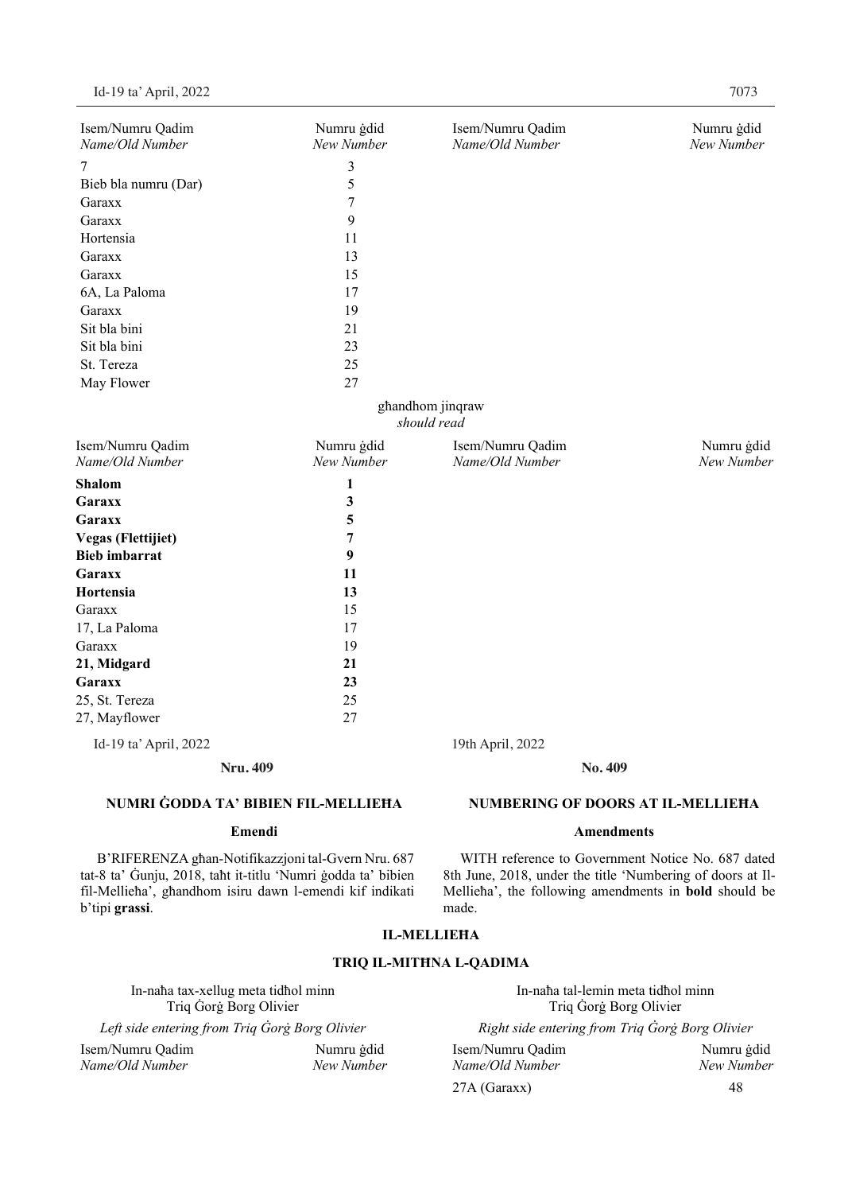| Isem/Numru Qadim *Name/Old Number* | Numru ġdid *New Number* | Isem/Numru Qadim *Name/Old Number* | Numru ġdid *New Number* |
|---|---|---|---|
| 7 | 3 | | |
| Bieb bla numru (Dar) | 5 | | |
| Garaxx | 7 | | |
| Garaxx | 9 | | |
| Hortensia | 11 | | |
| Garaxx | 13 | | |
| Garaxx | 15 | | |
| 6A, La Paloma | 17 | | |
| Garaxx | 19 | | |
| Sit bla bini | 21 | | |
| Sit bla bini | 23 | | |
| St. Tereza | 25 | | |
| May Flower | 27 | | |

għandhom jinqraw
*should read*

| Isem/Numru Qadim *Name/Old Number* | Numru ġdid *New Number* | Isem/Numru Qadim *Name/Old Number* | Numru ġdid *New Number* |
|---|---|---|---|
| **Shalom** | **1** | | |
| **Garaxx** | **3** | | |
| **Garaxx** | **5** | | |
| **Vegas (Flettijiet)** | **7** | | |
| **Bieb imbarrat** | **9** | | |
| **Garaxx** | **11** | | |
| **Hortensia** | **13** | | |
| Garaxx | 15 | | |
| 17, La Paloma | 17 | | |
| Garaxx | 19 | | |
| **21, Midgard** | **21** | | |
| **Garaxx** | **23** | | |
| 25, St. Tereza | 25 | | |
| 27, Mayflower | 27 | | |

Id-19 ta' April, 2022

19th April, 2022

**Nru. 409**

**NUMRI ĠODDA TA' BIBIEN FIL-MELLIEĦA**

**Emendi**

B'RIFERENZA għan-Notifikazzjoni tal-Gvern Nru. 687 tat-8 ta' Ġunju, 2018, taħt it-titlu 'Numri ġodda ta' bibien fil-Mellieħa', għandhom isiru dawn l-emendi kif indikati b'tipi **grassi**.

**No. 409**

**NUMBERING OF DOORS AT IL-MELLIEĦA**

**Amendments**

WITH reference to Government Notice No. 687 dated 8th June, 2018, under the title 'Numbering of doors at Il-Mellieħa', the following amendments in **bold** should be made.

**IL-MELLIEĦA**

**TRIQ IL-MITĦNA L-QADIMA**

| In-naħa tax-xellug meta tidħol minn Triq Ġorġ Borg Olivier *Left side entering from Triq Ġorġ Borg Olivier* | | In-naħa tal-lemin meta tidħol minn Triq Ġorġ Borg Olivier *Right side entering from Triq Ġorġ Borg Olivier* | |
|---|---|---|---|
| Isem/Numru Qadim *Name/Old Number* | Numru ġdid *New Number* | Isem/Numru Qadim *Name/Old Number* | Numru ġdid *New Number* |
| | | 27A (Garaxx) | 48 |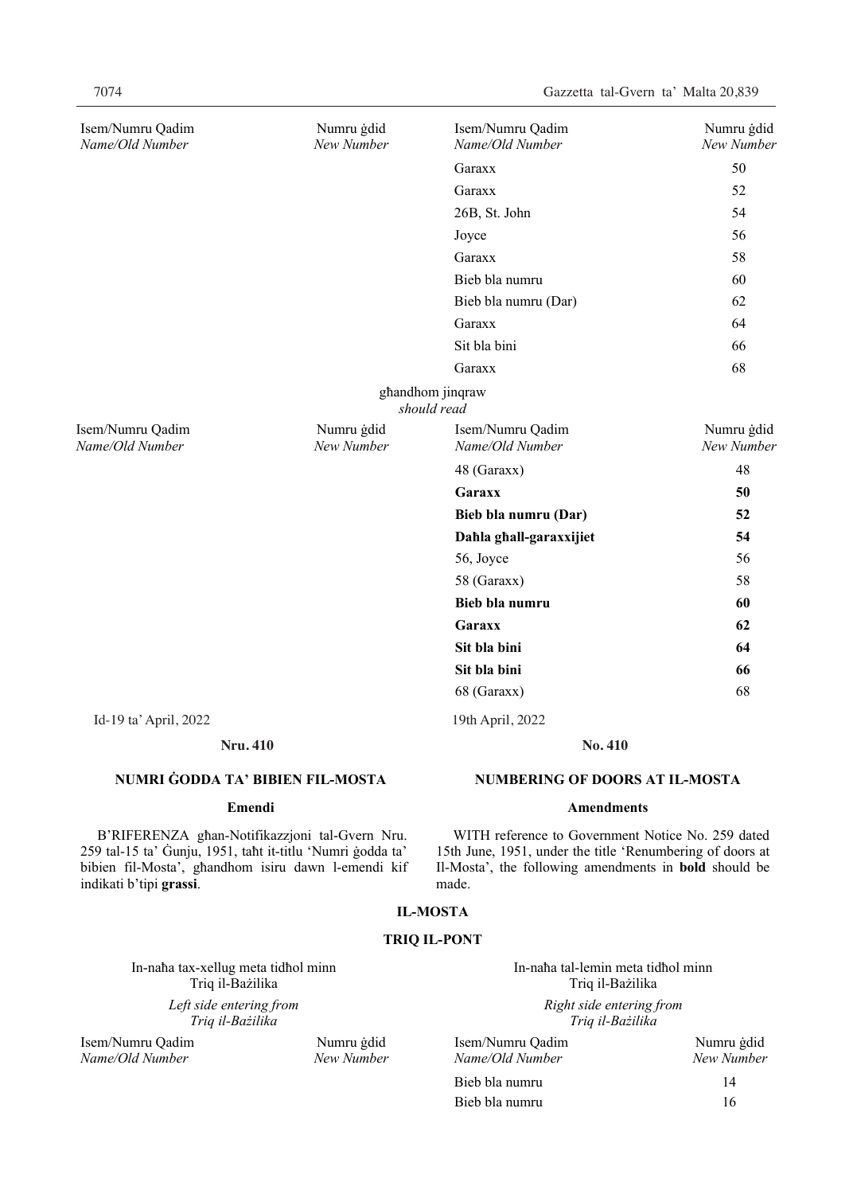| Isem/Numru Qadim *Name/Old Number* | Numru ġdid *New Number* | Isem/Numru Qadim *Name/Old Number* | Numru ġdid *New Number* |
|---|---|---|---|
| | | Garaxx | 50 |
| | | Garaxx | 52 |
| | | 26B, St. John | 54 |
| | | Joyce | 56 |
| | | Garaxx | 58 |
| | | Bieb bla numru | 60 |
| | | Bieb bla numru (Dar) | 62 |
| | | Garaxx | 64 |
| | | Sit bla bini | 66 |
| | | Garaxx | 68 |

għandhom jinqraw
*should read*

| Isem/Numru Qadim *Name/Old Number* | Numru ġdid *New Number* | Isem/Numru Qadim *Name/Old Number* | Numru ġdid *New Number* |
|---|---|---|---|
| | | 48 (Garaxx) | 48 |
| | | **Garaxx** | **50** |
| | | **Bieb bla numru (Dar)** | **52** |
| | | **Daħla għall-garaxxijiet** | **54** |
| | | 56, Joyce | 56 |
| | | 58 (Garaxx) | 58 |
| | | **Bieb bla numru** | **60** |
| | | **Garaxx** | **62** |
| | | **Sit bla bini** | **64** |
| | | **Sit bla bini** | **66** |
| | | 68 (Garaxx) | 68 |

Id-19 ta' April, 2022

19th April, 2022

**Nru. 410**

## NUMRI ĠODDA TA' BIBIEN FIL-MOSTA

### Emendi

B'RIFERENZA għan-Notifikazzjoni tal-Gvern Nru. 259 tal-15 ta' Ġunju, 1951, taħt it-titlu 'Numri ġodda ta' bibien fil-Mosta', għandhom isiru dawn l-emendi kif indikati b'tipi **grassi**.

**No. 410**

## NUMBERING OF DOORS AT IL-MOSTA

### Amendments

WITH reference to Government Notice No. 259 dated 15th June, 1951, under the title 'Renumbering of doors at Il-Mosta', the following amendments in **bold** should be made.

## IL-MOSTA

### TRIQ IL-PONT

| In-naħa tax-xellug meta tidħol minn Triq il-Bażilika *Left side entering from Triq il-Bażilika* | | In-naħa tal-lemin meta tidħol minn Triq il-Bażilika *Right side entering from Triq il-Bażilika* | |
|---|---|---|---|
| Isem/Numru Qadim *Name/Old Number* | Numru ġdid *New Number* | Isem/Numru Qadim *Name/Old Number* | Numru ġdid *New Number* |
| | | Bieb bla numru | 14 |
| | | Bieb bla numru | 16 |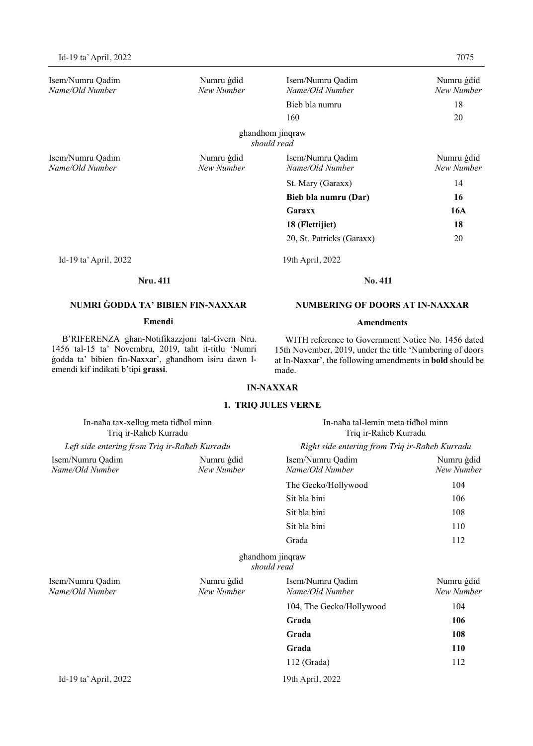| Isem/Numru Qadim *Name/Old Number* | Numru ġdid *New Number* | Isem/Numru Qadim *Name/Old Number* | Numru ġdid *New Number* |
|---|---|---|---|
| | | Bieb bla numru | 18 |
| | | 160 | 20 |

għandhom jinqraw
*should read*

| Isem/Numru Qadim *Name/Old Number* | Numru ġdid *New Number* | Isem/Numru Qadim *Name/Old Number* | Numru ġdid *New Number* |
|---|---|---|---|
| | | St. Mary (Garaxx) | 14 |
| | | **Bieb bla numru (Dar)** | **16** |
| | | **Garaxx** | **16A** |
| | | **18 (Flettijiet)** | **18** |
| | | 20, St. Patricks (Garaxx) | 20 |

Id-19 ta' April, 2022

19th April, 2022

**Nru. 411**

**NUMRI ĠODDA TA' BIBIEN FIN-NAXXAR**

**Emendi**

B'RIFERENZA għan-Notifikazzjoni tal-Gvern Nru. 1456 tal-15 ta' Novembru, 2019, taħt it-titlu 'Numri ġodda ta' bibien fin-Naxxar', għandhom isiru dawn l-emendi kif indikati b'tipi **grassi**.

**No. 411**

**NUMBERING OF DOORS AT IN-NAXXAR**

**Amendments**

WITH reference to Government Notice No. 1456 dated 15th November, 2019, under the title 'Numbering of doors at In-Naxxar', the following amendments in **bold** should be made.

**IN-NAXXAR**

**1. TRIQ JULES VERNE**

| In-naħa tax-xellug meta tidħol minn Triq ir-Raħeb Kurradu *Left side entering from Triq ir-Raħeb Kurradu* | | In-naħa tal-lemin meta tidħol minn Triq ir-Raħeb Kurradu *Right side entering from Triq ir-Raħeb Kurradu* | |
|---|---|---|---|
| Isem/Numru Qadim *Name/Old Number* | Numru ġdid *New Number* | Isem/Numru Qadim *Name/Old Number* | Numru ġdid *New Number* |
| | | The Gecko/Hollywood | 104 |
| | | Sit bla bini | 106 |
| | | Sit bla bini | 108 |
| | | Sit bla bini | 110 |
| | | Grada | 112 |

għandhom jinqraw
*should read*

| Isem/Numru Qadim *Name/Old Number* | Numru ġdid *New Number* | Isem/Numru Qadim *Name/Old Number* | Numru ġdid *New Number* |
|---|---|---|---|
| | | 104, The Gecko/Hollywood | 104 |
| | | **Grada** | **106** |
| | | **Grada** | **108** |
| | | **Grada** | **110** |
| | | 112 (Grada) | 112 |

Id-19 ta' April, 2022

19th April, 2022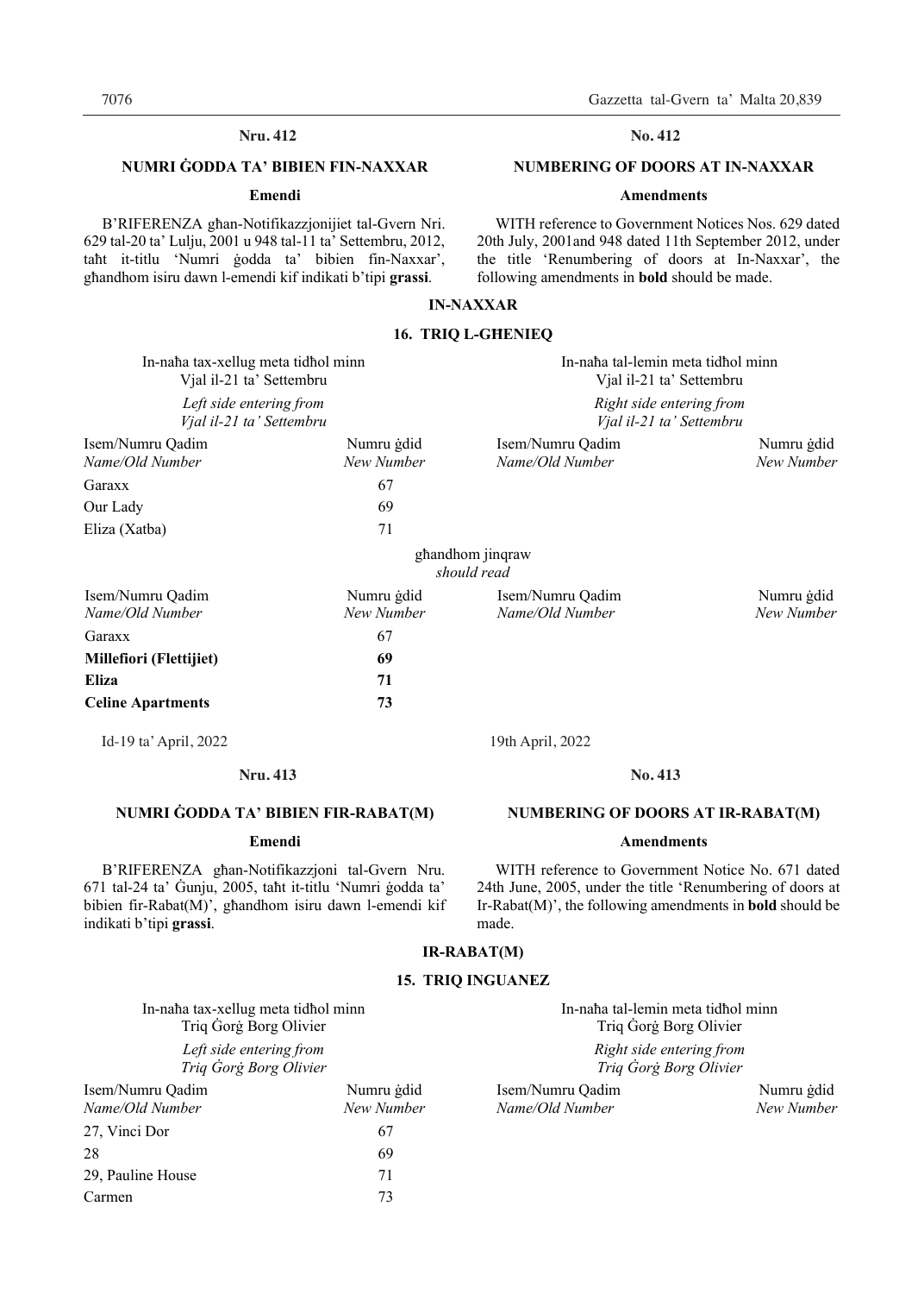**Nru. 412**

**NUMRI ĠODDA TA' BIBIEN FIN-NAXXAR**

**Emendi**

B'RIFERENZA għan-Notifikazzjonijiet tal-Gvern Nri. 629 tal-20 ta' Lulju, 2001 u 948 tal-11 ta' Settembru, 2012, taħt it-titlu 'Numri ġodda ta' bibien fin-Naxxar', għandhom isiru dawn l-emendi kif indikati b'tipi **grassi**.

**No. 412**

**NUMBERING OF DOORS AT IN-NAXXAR**

**Amendments**

WITH reference to Government Notices Nos. 629 dated 20th July, 2001and 948 dated 11th September 2012, under the title 'Renumbering of doors at In-Naxxar', the following amendments in **bold** should be made.

**IN-NAXXAR**

**16. TRIQ L-GĦENIEQ**

| In-naħa tax-xellug meta tidħol minn Vjal il-21 ta' Settembru *Left side entering from Vjal il-21 ta' Settembru* | | In-naħa tal-lemin meta tidħol minn Vjal il-21 ta' Settembru *Right side entering from Vjal il-21 ta' Settembru* | |
|---|---|---|---|
| Isem/Numru Qadim *Name/Old Number* | Numru ġdid *New Number* | Isem/Numru Qadim *Name/Old Number* | Numru ġdid *New Number* |
| Garaxx | 67 | | |
| Our Lady | 69 | | |
| Eliza (Xatba) | 71 | | |

għandhom jinqraw
*should read*

| Isem/Numru Qadim *Name/Old Number* | Numru ġdid *New Number* | Isem/Numru Qadim *Name/Old Number* | Numru ġdid *New Number* |
|---|---|---|---|
| Garaxx | 67 | | |
| **Millefiori (Flettijiet)** | **69** | | |
| **Eliza** | **71** | | |
| **Celine Apartments** | **73** | | |

Id-19 ta' April, 2022

19th April, 2022

**Nru. 413**

**NUMRI ĠODDA TA' BIBIEN FIR-RABAT(M)**

**Emendi**

B'RIFERENZA għan-Notifikazzjoni tal-Gvern Nru. 671 tal-24 ta' Ġunju, 2005, taħt it-titlu 'Numri ġodda ta' bibien fir-Rabat(M)', għandhom isiru dawn l-emendi kif indikati b'tipi **grassi**.

**No. 413**

**NUMBERING OF DOORS AT IR-RABAT(M)**

**Amendments**

WITH reference to Government Notice No. 671 dated 24th June, 2005, under the title 'Renumbering of doors at Ir-Rabat(M)', the following amendments in **bold** should be made.

**IR-RABAT(M)**

**15. TRIQ INGUANEZ**

| In-naħa tax-xellug meta tidħol minn Triq Ġorġ Borg Olivier *Left side entering from Triq Ġorġ Borg Olivier* | | In-naħa tal-lemin meta tidħol minn Triq Ġorġ Borg Olivier *Right side entering from Triq Ġorġ Borg Olivier* | |
|---|---|---|---|
| Isem/Numru Qadim *Name/Old Number* | Numru ġdid *New Number* | Isem/Numru Qadim *Name/Old Number* | Numru ġdid *New Number* |
| 27, Vinci Dor | 67 | | |
| 28 | 69 | | |
| 29, Pauline House | 71 | | |
| Carmen | 73 | | |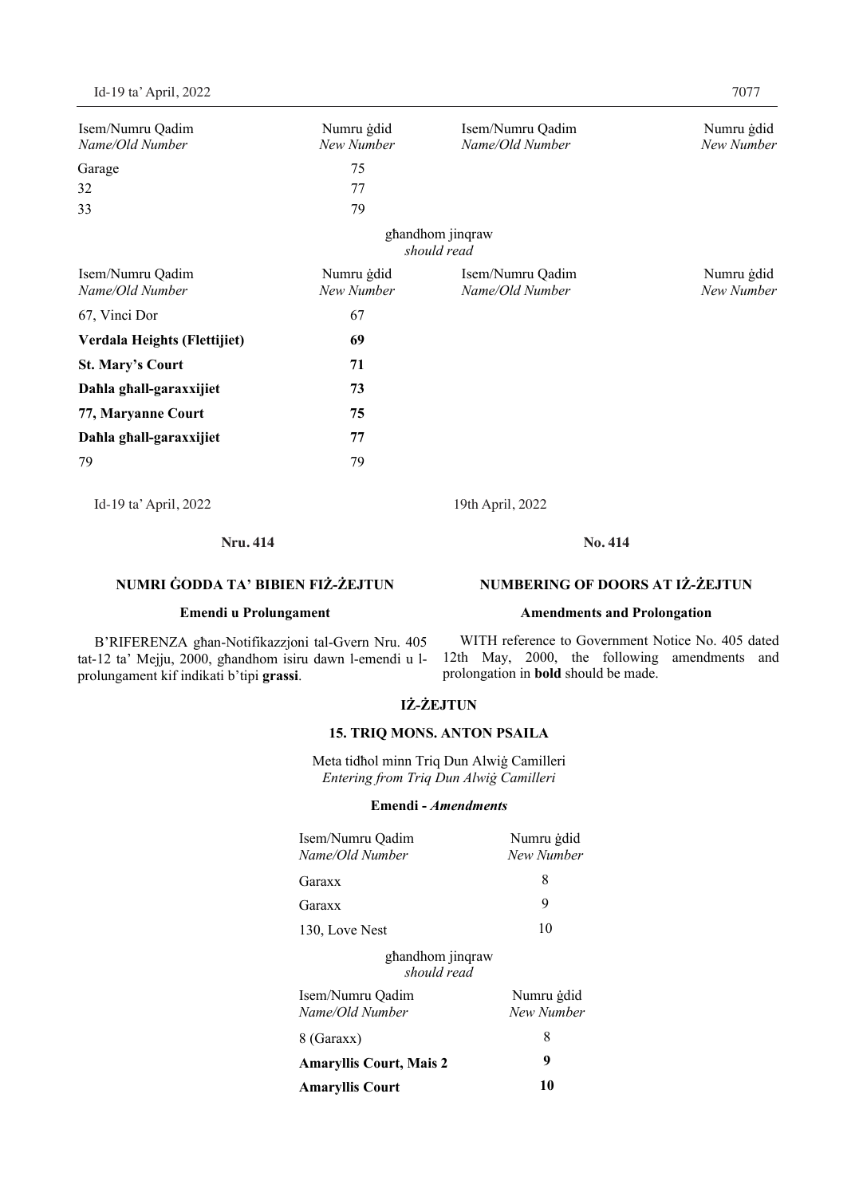| Isem/Numru Qadim<br>*Name/Old Number* | Numru ġdid<br>*New Number* | Isem/Numru Qadim<br>*Name/Old Number* | Numru ġdid<br>*New Number* |
|---|---|---|---|
| Garage | 75 | | |
| 32 | 77 | | |
| 33 | 79 | | |

għandhom jinqraw
*should read*

| Isem/Numru Qadim<br>*Name/Old Number* | Numru ġdid<br>*New Number* | Isem/Numru Qadim<br>*Name/Old Number* | Numru ġdid<br>*New Number* |
|---|---|---|---|
| 67, Vinci Dor | 67 | | |
| **Verdala Heights (Flettijiet)** | **69** | | |
| **St. Mary's Court** | **71** | | |
| **Daħla għall-garaxxijiet** | **73** | | |
| **77, Maryanne Court** | **75** | | |
| **Daħla għall-garaxxijiet** | **77** | | |
| 79 | 79 | | |

Id-19 ta' April, 2022

19th April, 2022

**Nru. 414**

**No. 414**

## NUMRI ĠODDA TA' BIBIEN FIŻ-ŻEJTUN

### Emendi u Prolungament

B'RIFERENZA għan-Notifikazzjoni tal-Gvern Nru. 405 tat-12 ta' Mejju, 2000, għandhom isiru dawn l-emendi u l-prolungament kif indikati b'tipi **grassi**.

## NUMBERING OF DOORS AT IŻ-ŻEJTUN

### Amendments and Prolongation

WITH reference to Government Notice No. 405 dated 12th May, 2000, the following amendments and prolongation in **bold** should be made.

## IŻ-ŻEJTUN

### 15. TRIQ MONS. ANTON PSAILA

Meta tidħol minn Triq Dun Alwiġ Camilleri
*Entering from Triq Dun Alwiġ Camilleri*

**Emendi -** ***Amendments***

| Isem/Numru Qadim<br>*Name/Old Number* | Numru ġdid<br>*New Number* |
|---|---|
| Garaxx | 8 |
| Garaxx | 9 |
| 130, Love Nest | 10 |

għandhom jinqraw
*should read*

| Isem/Numru Qadim<br>*Name/Old Number* | Numru ġdid<br>*New Number* |
|---|---|
| 8 (Garaxx) | 8 |
| **Amaryllis Court, Mais 2** | **9** |
| **Amaryllis Court** | **10** |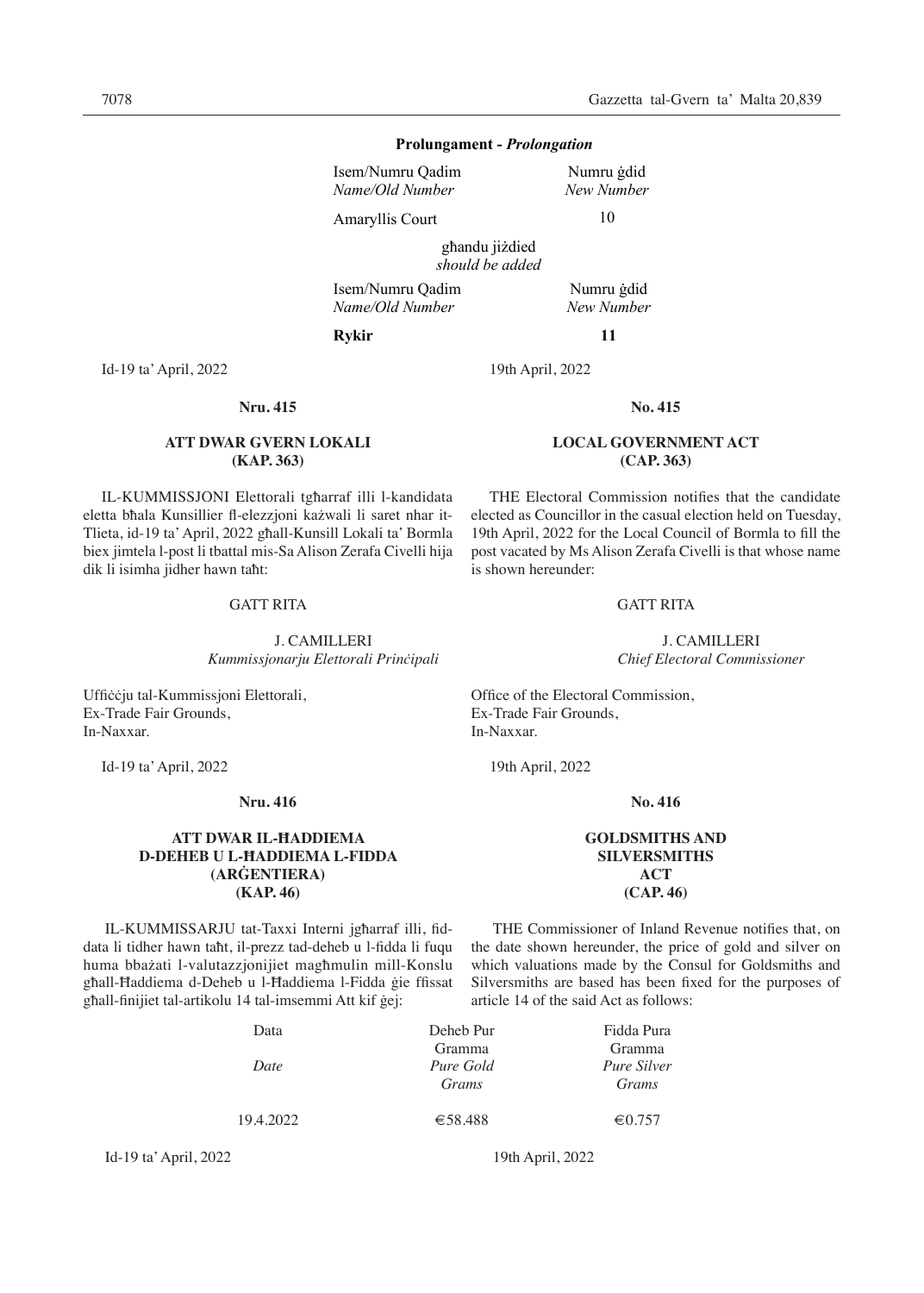**Prolungament - *Prolongation***

| Isem/Numru Qadim *Name/Old Number* | Numru ġdid *New Number* |
|---|---|
| Amaryllis Court | 10 |

għandu jiżdied
*should be added*

| Isem/Numru Qadim *Name/Old Number* | Numru ġdid *New Number* |
|---|---|
| **Rykir** | **11** |

Id-19 ta' April, 2022

19th April, 2022

**Nru. 415**

**ATT DWAR GVERN LOKALI (KAP. 363)**

IL-KUMMISSJONI Elettorali tgħarraf illi l-kandidata eletta bħala Kunsillier fl-elezzjoni każwali li saret nhar it-Tlieta, id-19 ta' April, 2022 għall-Kunsill Lokali ta' Bormla biex jimtela l-post li tbattal mis-Sa Alison Zerafa Civelli hija dik li isimha jidher hawn taħt:

GATT RITA

J. CAMILLERI
*Kummissjonarju Elettorali Prinċipali*

Uffiċċju tal-Kummissjoni Elettorali,
Ex-Trade Fair Grounds,
In-Naxxar.

Id-19 ta' April, 2022

**No. 415**

**LOCAL GOVERNMENT ACT (CAP. 363)**

THE Electoral Commission notifies that the candidate elected as Councillor in the casual election held on Tuesday, 19th April, 2022 for the Local Council of Bormla to fill the post vacated by Ms Alison Zerafa Civelli is that whose name is shown hereunder:

GATT RITA

J. CAMILLERI
*Chief Electoral Commissioner*

Office of the Electoral Commission,
Ex-Trade Fair Grounds,
In-Naxxar.

19th April, 2022

**Nru. 416**

**ATT DWAR IL-ĦADDIEMA D-DEHEB U L-ĦADDIEMA L-FIDDA (ARĠENTIERA) (KAP. 46)**

IL-KUMMISSARJU tat-Taxxi Interni jgħarraf illi, fid-data li tidher hawn taħt, il-prezz tad-deheb u l-fidda li fuqu huma bbażati l-valutazzjonijiet magħmulin mill-Konslu għall-Ħaddiema d-Deheb u l-Ħaddiema l-Fidda ġie ffissat għall-finijiet tal-artikolu 14 tal-imsemmi Att kif ġej:

**No. 416**

**GOLDSMITHS AND SILVERSMITHS ACT (CAP. 46)**

THE Commissioner of Inland Revenue notifies that, on the date shown hereunder, the price of gold and silver on which valuations made by the Consul for Goldsmiths and Silversmiths are based has been fixed for the purposes of article 14 of the said Act as follows:

| Data *Date* | Deheb Pur Gramma *Pure Gold Grams* | Fidda Pura Gramma *Pure Silver Grams* |
|---|---|---|
| 19.4.2022 | €58.488 | €0.757 |

Id-19 ta' April, 2022

19th April, 2022